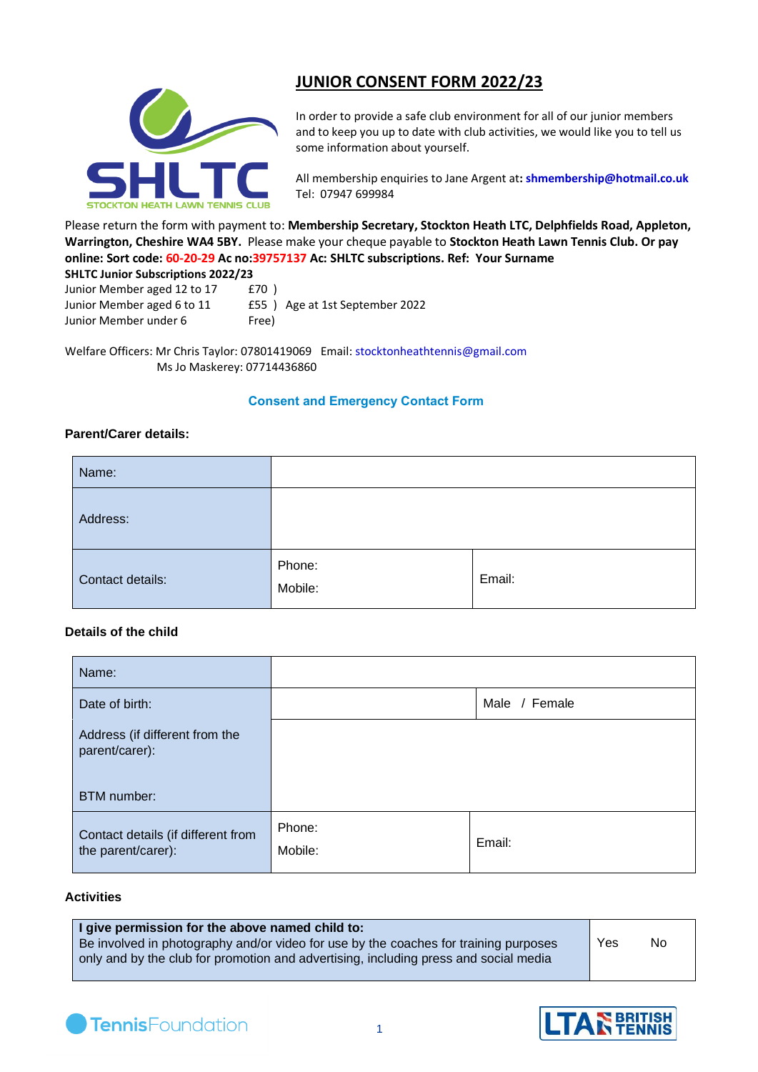# JUNIOR CONSENT FORM 2022/23

In order to provide a safe club environment for all of our junior members and to keep you up to date with club activities, we would like you to tell us some information about yourself.

All membership enquiries to Jane Argent at: **shmembership@hotmail.co.uk**
Tel: 07947 699984

Please return the form with payment to: **Membership Secretary, Stockton Heath LTC, Delphfields Road, Appleton, Warrington, Cheshire WA4 5BY.** Please make your cheque payable to **Stockton Heath Lawn Tennis Club. Or pay online: Sort code: 60-20-29 Ac no:39757137 Ac: SHLTC subscriptions. Ref: Your Surname**

**SHLTC Junior Subscriptions 2022/23**

Junior Member aged 12 to 17 £70 )
Junior Member aged 6 to 11 £55 ) Age at 1st September 2022
Junior Member under 6 Free)

Welfare Officers: Mr Chris Taylor: 07801419069 Email: stocktonheathtennis@gmail.com
Ms Jo Maskerey: 07714436860

## Consent and Emergency Contact Form

### Parent/Carer details:

| Name: | | |
|---|---|---|
| Address: | | |
| Contact details: | Phone:<br>Mobile: | Email: |

### Details of the child

| Name: | | |
|---|---|---|
| Date of birth: | | Male / Female |
| Address (if different from the parent/carer):<br><br>BTM number: | | |
| Contact details (if different from the parent/carer): | Phone:<br>Mobile: | Email: |

### Activities

| **I give permission for the above named child to:**<br>Be involved in photography and/or video for use by the coaches for training purposes only and by the club for promotion and advertising, including press and social media | Yes No |
|---|---|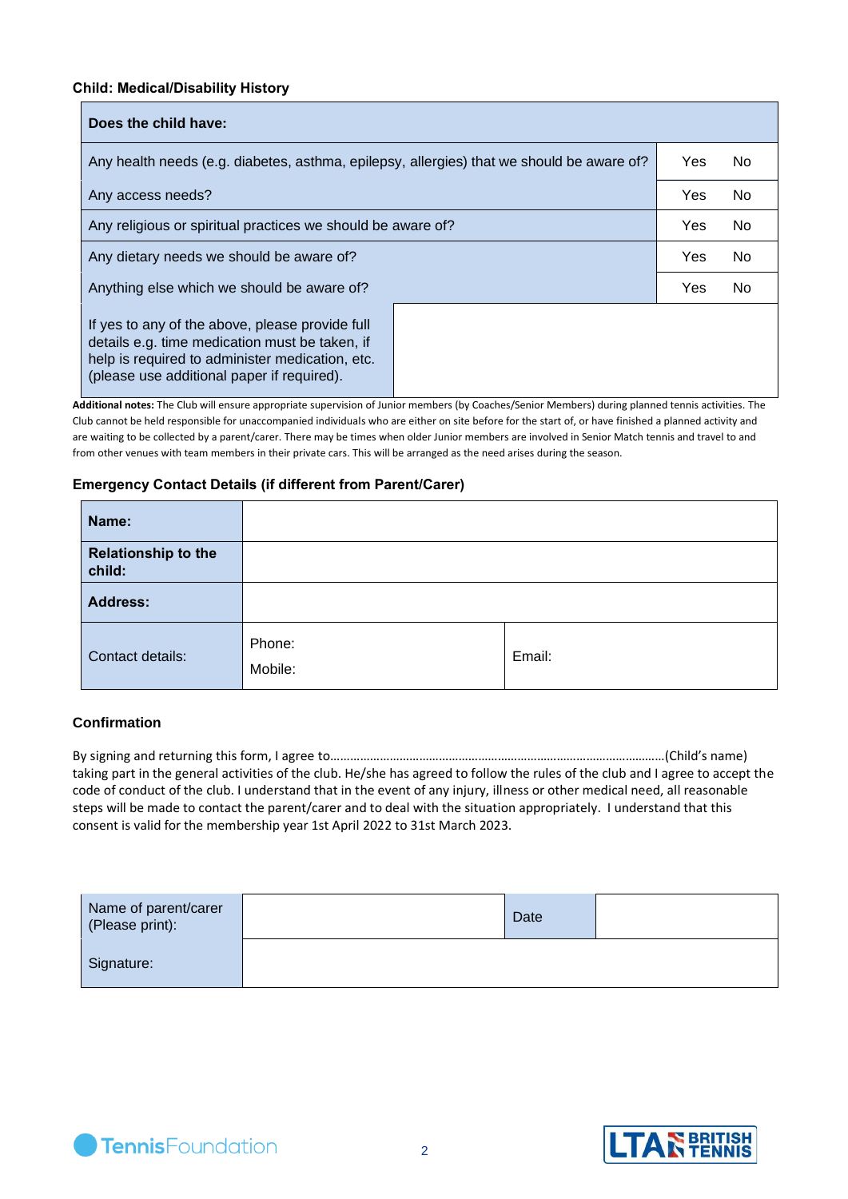### Child: Medical/Disability History

| Does the child have: | | |
|---|---|---|
| Any health needs (e.g. diabetes, asthma, epilepsy, allergies) that we should be aware of? | Yes | No |
| Any access needs? | Yes | No |
| Any religious or spiritual practices we should be aware of? | Yes | No |
| Any dietary needs we should be aware of? | Yes | No |
| Anything else which we should be aware of? | Yes | No |
| If yes to any of the above, please provide full details e.g. time medication must be taken, if help is required to administer medication, etc. (please use additional paper if required). | | |

**Additional notes:** The Club will ensure appropriate supervision of Junior members (by Coaches/Senior Members) during planned tennis activities. The Club cannot be held responsible for unaccompanied individuals who are either on site before for the start of, or have finished a planned activity and are waiting to be collected by a parent/carer. There may be times when older Junior members are involved in Senior Match tennis and travel to and from other venues with team members in their private cars. This will be arranged as the need arises during the season.

### Emergency Contact Details (if different from Parent/Carer)

| | | |
|---|---|---|
| **Name:** | | |
| **Relationship to the child:** | | |
| **Address:** | | |
| Contact details: | Phone:<br>Mobile: | Email: |

### Confirmation

By signing and returning this form, I agree to……………………………………………………………………………………………(Child's name) taking part in the general activities of the club. He/she has agreed to follow the rules of the club and I agree to accept the code of conduct of the club. I understand that in the event of any injury, illness or other medical need, all reasonable steps will be made to contact the parent/carer and to deal with the situation appropriately. I understand that this consent is valid for the membership year 1st April 2022 to 31st March 2023.

| | | | |
|---|---|---|---|
| Name of parent/carer (Please print): | | Date | |
| Signature: | | | |